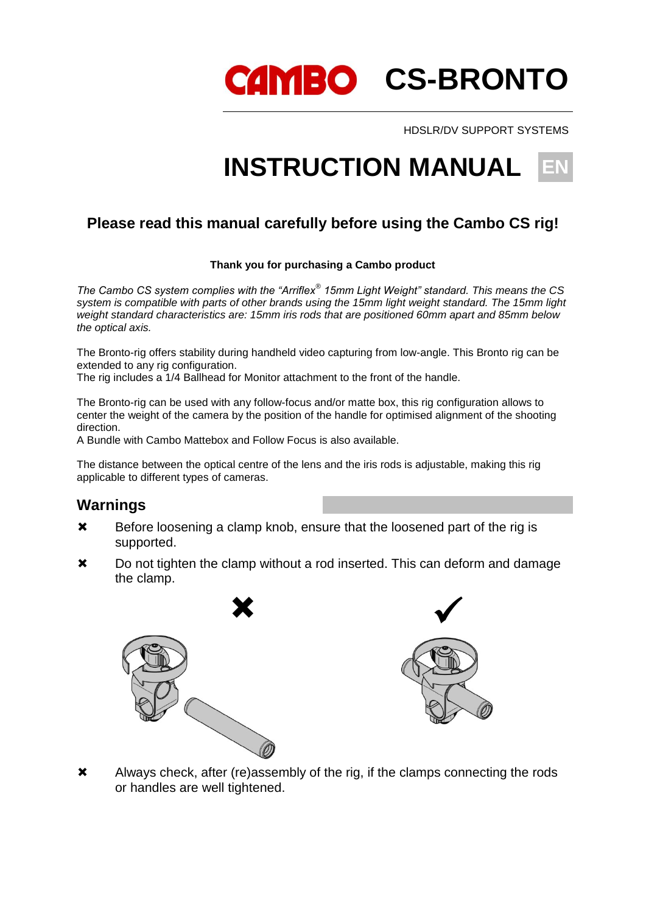# CAMBO CS-BRONTO

HDSLR/DV SUPPORT SYSTEMS

# INSTRUCTION MANUAL EN

## Please read this manual carefully before using the Cambo CS rig!

**Thank you for purchasing a Cambo product**

*The Cambo CS system complies with the "Arriflex® 15mm Light Weight" standard. This means the CS system is compatible with parts of other brands using the 15mm light weight standard. The 15mm light weight standard characteristics are: 15mm iris rods that are positioned 60mm apart and 85mm below the optical axis.*

The Bronto-rig offers stability during handheld video capturing from low-angle. This Bronto rig can be extended to any rig configuration.
The rig includes a 1/4 Ballhead for Monitor attachment to the front of the handle.

The Bronto-rig can be used with any follow-focus and/or matte box, this rig configuration allows to center the weight of the camera by the position of the handle for optimised alignment of the shooting direction.
A Bundle with Cambo Mattebox and Follow Focus is also available.

The distance between the optical centre of the lens and the iris rods is adjustable, making this rig applicable to different types of cameras.

## Warnings

- ✖ Before loosening a clamp knob, ensure that the loosened part of the rig is supported.
- ✖ Do not tighten the clamp without a rod inserted. This can deform and damage the clamp.
- ✖ Always check, after (re)assembly of the rig, if the clamps connecting the rods or handles are well tightened.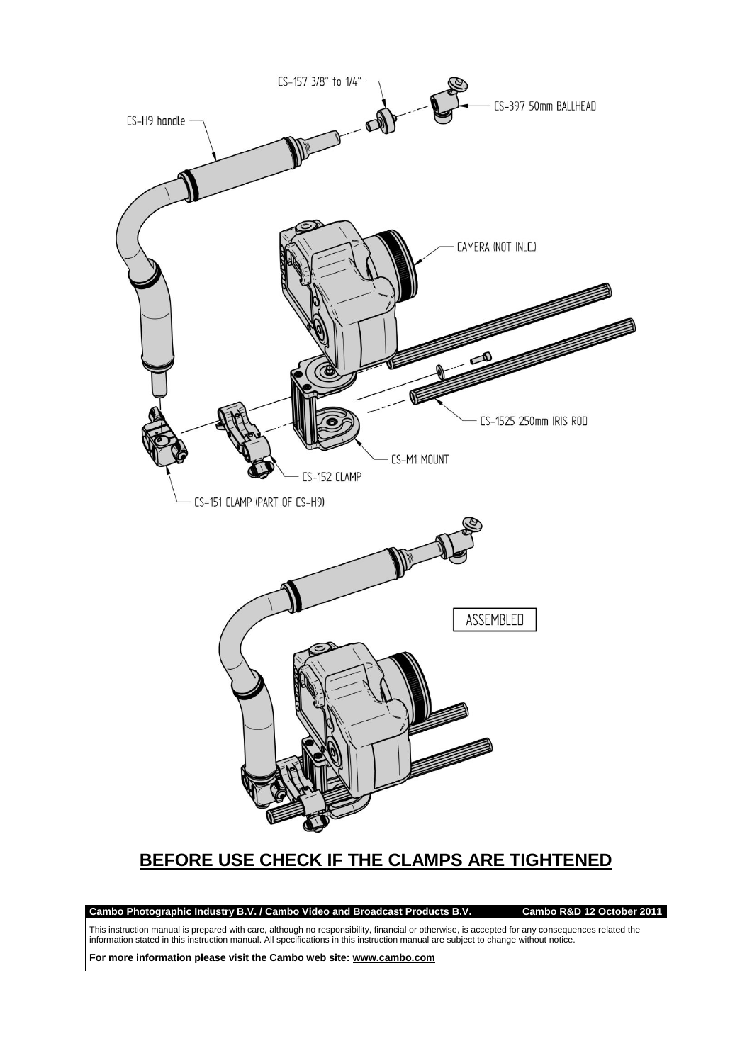CS-157 3/8" to 1/4"

CS-397 50mm BALLHEAD

CS-H9 handle

CAMERA (NOT INLC.)

CS-1525 250mm IRIS ROD

CS-M1 MOUNT

CS-152 CLAMP

CS-151 CLAMP (PART OF CS-H9)

ASSEMBLED

## BEFORE USE CHECK IF THE CLAMPS ARE TIGHTENED

**Cambo Photographic Industry B.V. / Cambo Video and Broadcast Products B.V.** **Cambo R&D 12 October 2011**

This instruction manual is prepared with care, although no responsibility, financial or otherwise, is accepted for any consequences related the information stated in this instruction manual. All specifications in this instruction manual are subject to change without notice.

**For more information please visit the Cambo web site: www.cambo.com**